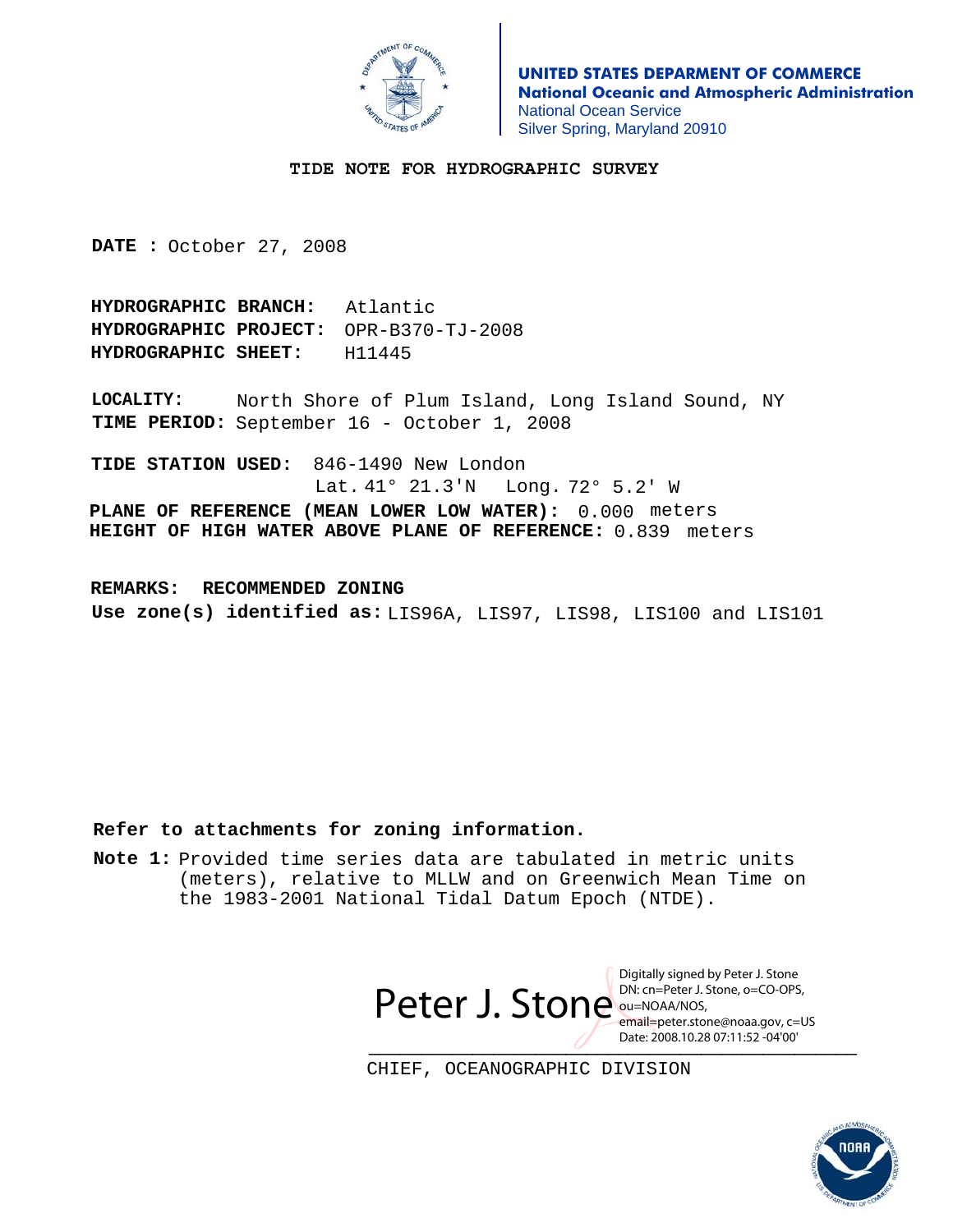**UNITED STATES DEPARMENT OF COMMERCE**
**National Oceanic and Atmospheric Administration**
National Ocean Service
Silver Spring, Maryland 20910

# TIDE NOTE FOR HYDROGRAPHIC SURVEY

**DATE :** October 27, 2008

**HYDROGRAPHIC BRANCH:** Atlantic
**HYDROGRAPHIC PROJECT:** OPR-B370-TJ-2008
**HYDROGRAPHIC SHEET:** H11445

**LOCALITY:** North Shore of Plum Island, Long Island Sound, NY
**TIME PERIOD:** September 16 - October 1, 2008

**TIDE STATION USED:** 846-1490 New London
Lat. 41° 21.3'N Long. 72° 5.2' W
**PLANE OF REFERENCE (MEAN LOWER LOW WATER):** 0.000 meters
**HEIGHT OF HIGH WATER ABOVE PLANE OF REFERENCE:** 0.839 meters

**REMARKS: RECOMMENDED ZONING**
**Use zone(s) identified as:** LIS96A, LIS97, LIS98, LIS100 and LIS101

**Refer to attachments for zoning information.**

**Note 1:** Provided time series data are tabulated in metric units (meters), relative to MLLW and on Greenwich Mean Time on the 1983-2001 National Tidal Datum Epoch (NTDE).

Peter J. Stone
Digitally signed by Peter J. Stone
DN: cn=Peter J. Stone, o=CO-OPS, ou=NOAA/NOS, email=peter.stone@noaa.gov, c=US
Date: 2008.10.28 07:11:52 -04'00'

CHIEF, OCEANOGRAPHIC DIVISION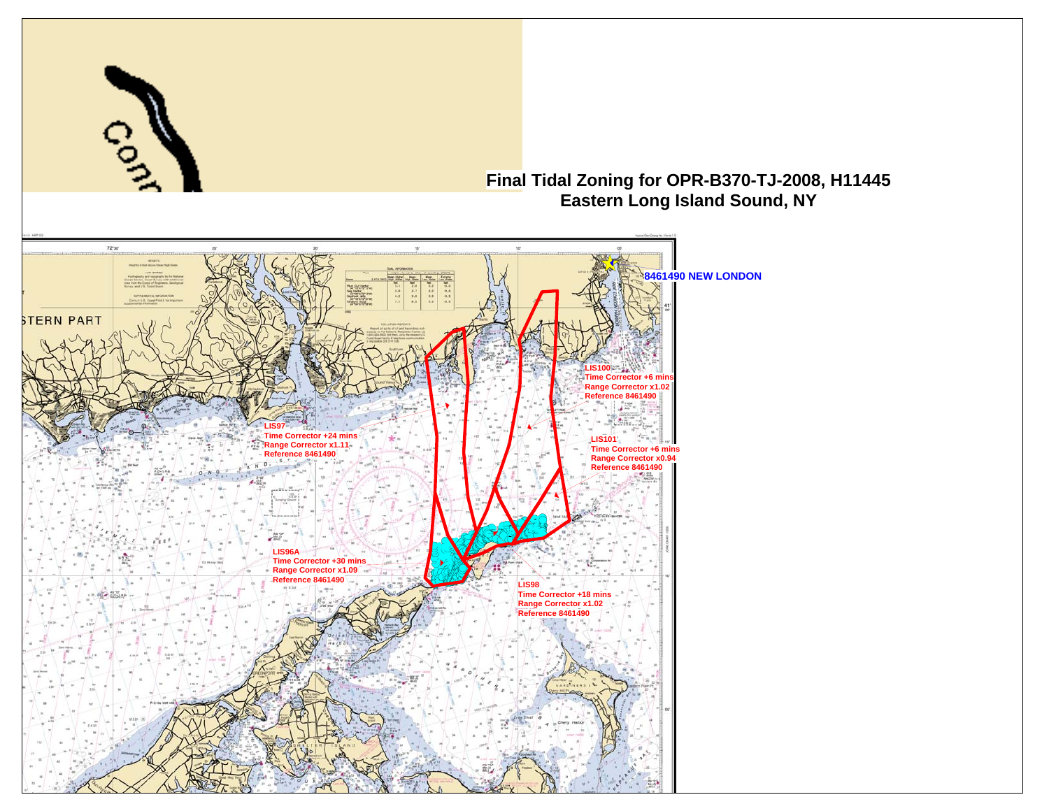# Final Tidal Zoning for OPR-B370-TJ-2008, H11445
## Eastern Long Island Sound, NY

**8461490 NEW LONDON**

**LIS100**
Time Corrector +6 mins
Range Corrector x1.02
Reference 8461490

**LIS97**
Time Corrector +24 mins
Range Corrector x1.11
Reference 8461490

**LIS101**
Time Corrector +6 mins
Range Corrector x0.94
Reference 8461490

**LIS96A**
Time Corrector +30 mins
Range Corrector x1.09
Reference 8461490

**LIS98**
Time Corrector +18 mins
Range Corrector x1.02
Reference 8461490